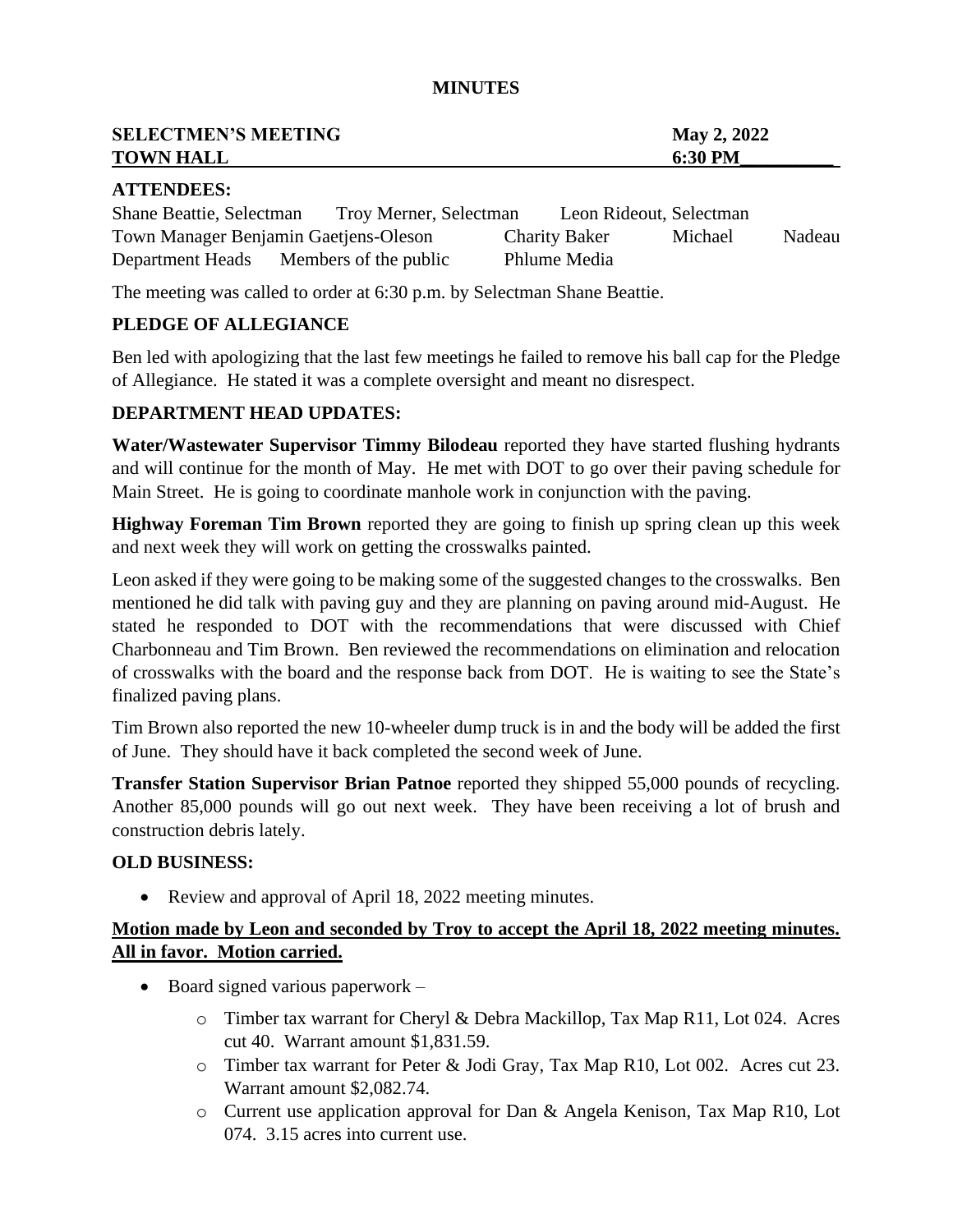**MINUTES**

**SELECTMEN'S MEETING** **May 2, 2022**
**TOWN HALL** **6:30 PM**

**ATTENDEES:**

Shane Beattie, Selectman  Troy Merner, Selectman  Leon Rideout, Selectman
Town Manager Benjamin Gaetjens-Oleson  Charity Baker  Michael Nadeau
Department Heads  Members of the public  Phlume Media

The meeting was called to order at 6:30 p.m. by Selectman Shane Beattie.

**PLEDGE OF ALLEGIANCE**

Ben led with apologizing that the last few meetings he failed to remove his ball cap for the Pledge of Allegiance. He stated it was a complete oversight and meant no disrespect.

**DEPARTMENT HEAD UPDATES:**

**Water/Wastewater Supervisor Timmy Bilodeau** reported they have started flushing hydrants and will continue for the month of May. He met with DOT to go over their paving schedule for Main Street. He is going to coordinate manhole work in conjunction with the paving.

**Highway Foreman Tim Brown** reported they are going to finish up spring clean up this week and next week they will work on getting the crosswalks painted.

Leon asked if they were going to be making some of the suggested changes to the crosswalks. Ben mentioned he did talk with paving guy and they are planning on paving around mid-August. He stated he responded to DOT with the recommendations that were discussed with Chief Charbonneau and Tim Brown. Ben reviewed the recommendations on elimination and relocation of crosswalks with the board and the response back from DOT. He is waiting to see the State's finalized paving plans.

Tim Brown also reported the new 10-wheeler dump truck is in and the body will be added the first of June. They should have it back completed the second week of June.

**Transfer Station Supervisor Brian Patnoe** reported they shipped 55,000 pounds of recycling. Another 85,000 pounds will go out next week. They have been receiving a lot of brush and construction debris lately.

**OLD BUSINESS:**

- Review and approval of April 18, 2022 meeting minutes.

**Motion made by Leon and seconded by Troy to accept the April 18, 2022 meeting minutes. All in favor. Motion carried.**

- Board signed various paperwork –
  - Timber tax warrant for Cheryl & Debra Mackillop, Tax Map R11, Lot 024. Acres cut 40. Warrant amount $1,831.59.
  - Timber tax warrant for Peter & Jodi Gray, Tax Map R10, Lot 002. Acres cut 23. Warrant amount $2,082.74.
  - Current use application approval for Dan & Angela Kenison, Tax Map R10, Lot 074. 3.15 acres into current use.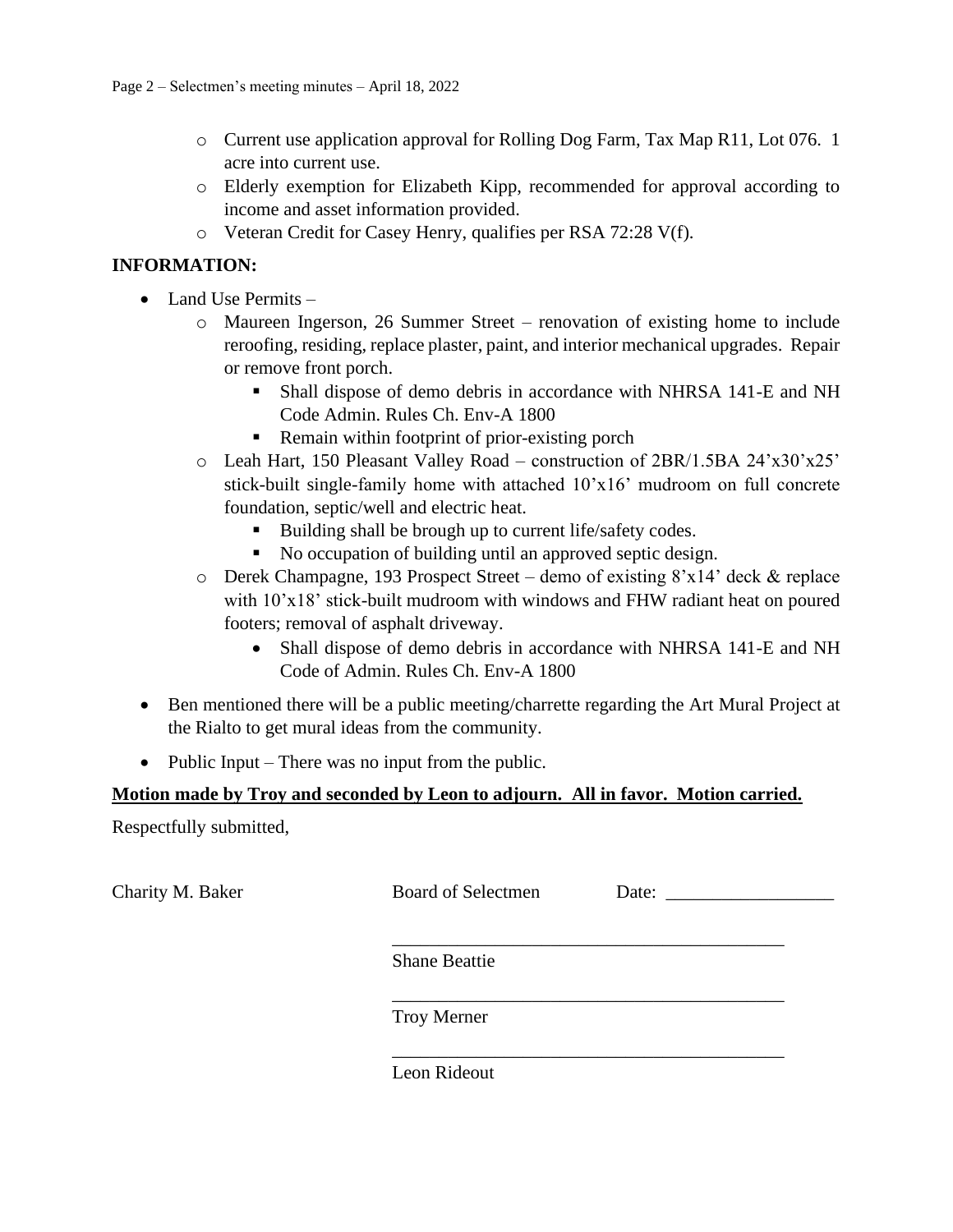- Current use application approval for Rolling Dog Farm, Tax Map R11, Lot 076. 1 acre into current use.
  - Elderly exemption for Elizabeth Kipp, recommended for approval according to income and asset information provided.
  - Veteran Credit for Casey Henry, qualifies per RSA 72:28 V(f).

**INFORMATION:**

- Land Use Permits –
  - Maureen Ingerson, 26 Summer Street – renovation of existing home to include reroofing, residing, replace plaster, paint, and interior mechanical upgrades. Repair or remove front porch.
    - Shall dispose of demo debris in accordance with NHRSA 141-E and NH Code Admin. Rules Ch. Env-A 1800
    - Remain within footprint of prior-existing porch
  - Leah Hart, 150 Pleasant Valley Road – construction of 2BR/1.5BA 24'x30'x25' stick-built single-family home with attached 10'x16' mudroom on full concrete foundation, septic/well and electric heat.
    - Building shall be brough up to current life/safety codes.
    - No occupation of building until an approved septic design.
  - Derek Champagne, 193 Prospect Street – demo of existing 8'x14' deck & replace with 10'x18' stick-built mudroom with windows and FHW radiant heat on poured footers; removal of asphalt driveway.
    - Shall dispose of demo debris in accordance with NHRSA 141-E and NH Code of Admin. Rules Ch. Env-A 1800
- Ben mentioned there will be a public meeting/charrette regarding the Art Mural Project at the Rialto to get mural ideas from the community.
- Public Input – There was no input from the public.

**Motion made by Troy and seconded by Leon to adjourn. All in favor. Motion carried.**

Respectfully submitted,

Charity M. Baker

Board of Selectmen    Date: __________________

_____________________________________________
Shane Beattie

_____________________________________________
Troy Merner

_____________________________________________
Leon Rideout